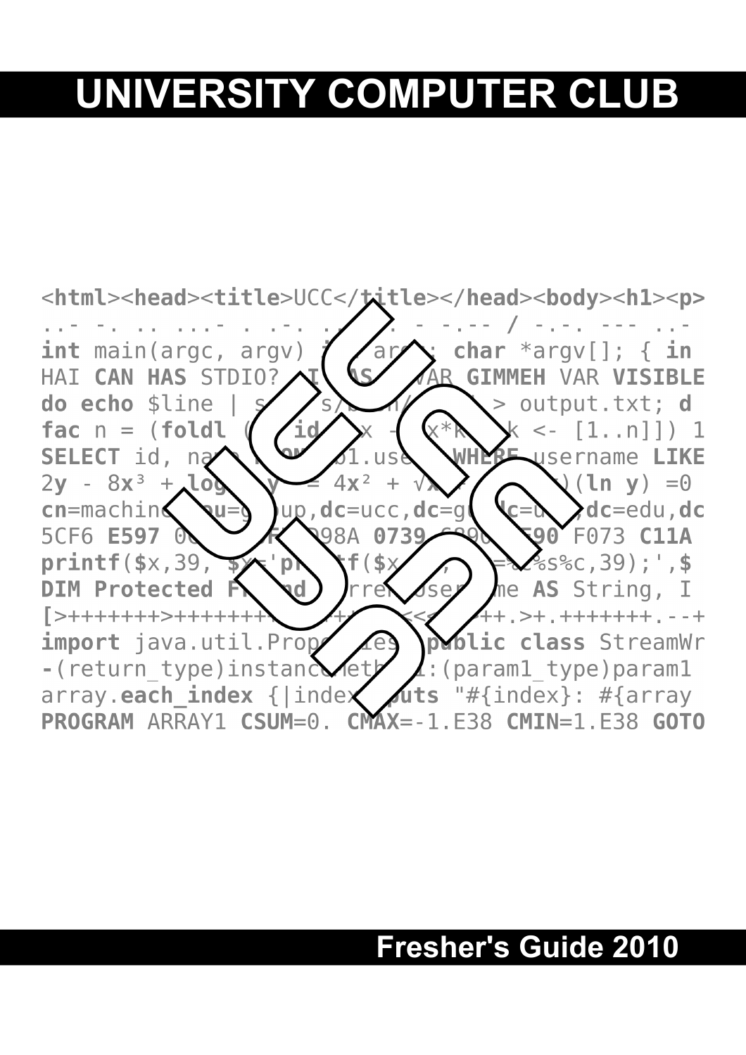# UNIVERSITY COMPUTER CLUB

```
<html><head><title>UCC</title></head><body><h1><p>
.-- -. .. ...- . .-. ... .. - -.-- / -.-. --- .--
int main(argc, argv) int argc; char *argv[]; { in
HAI CAN HAS STDIO? I HAS A VAR GIMMEH VAR VISIBLE
do echo $line | sed s/bin/ / > output.txt; d
fac n = (foldl (\ id x -> x*k k <- [1..n]]) 1
SELECT id, name FROM tbl.users WHERE username LIKE
2y - 8x³ + log y = 4x² + √x ... )(ln y) =0
cn=machine,ou=group,dc=ucc,dc=gu,dc=u ,dc=edu,dc
5CF6 E597 0 F 98A 0739 6890 E90 F073 C11A
printf($x,39, $y='printf($x , =%c%s%c,39);',$
DIM Protected Friend rrentUsername AS String, I
[>+++++++>++++++ +++ <<<< ++.>+.+++++++.--+
import java.util.Properties public class StreamWr
-(return_type)instanceMethod:(param1_type)param1
array.each_index {|index| puts "#{index}: #{array
PROGRAM ARRAY1 CSUM=0. CMAX=-1.E38 CMIN=1.E38 GOTO
```

## Fresher's Guide 2010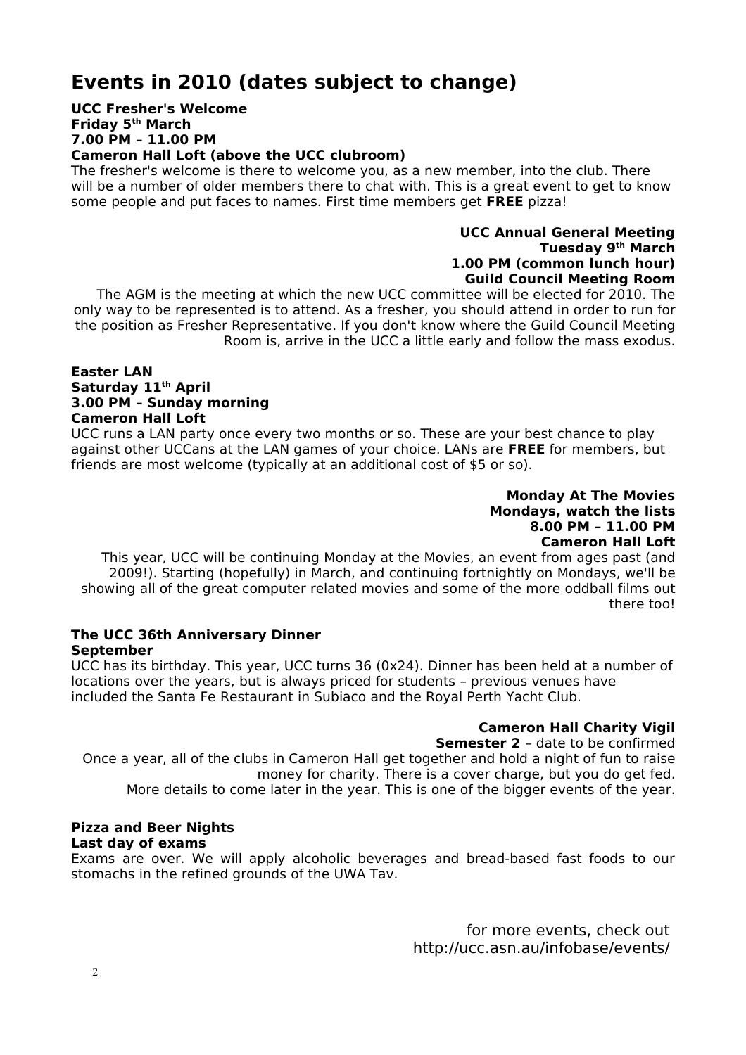# Events in 2010 (dates subject to change)

**UCC Fresher's Welcome**
**Friday 5th March**
**7.00 PM – 11.00 PM**
**Cameron Hall Loft (above the UCC clubroom)**

The fresher's welcome is there to welcome you, as a new member, into the club. There will be a number of older members there to chat with. This is a great event to get to know some people and put faces to names. First time members get **FREE** pizza!

**UCC Annual General Meeting**
**Tuesday 9th March**
**1.00 PM (common lunch hour)**
**Guild Council Meeting Room**

The AGM is the meeting at which the new UCC committee will be elected for 2010. The only way to be represented is to attend. As a fresher, you should attend in order to run for the position as Fresher Representative. If you don't know where the Guild Council Meeting Room is, arrive in the UCC a little early and follow the mass exodus.

**Easter LAN**
**Saturday 11th April**
**3.00 PM – Sunday morning**
**Cameron Hall Loft**

UCC runs a LAN party once every two months or so. These are your best chance to play against other UCCans at the LAN games of your choice. LANs are **FREE** for members, but friends are most welcome (typically at an additional cost of $5 or so).

**Monday At The Movies**
**Mondays, watch the lists**
**8.00 PM – 11.00 PM**
**Cameron Hall Loft**

This year, UCC will be continuing Monday at the Movies, an event from ages past (and 2009!). Starting (hopefully) in March, and continuing fortnightly on Mondays, we'll be showing all of the great computer related movies and some of the more oddball films out there too!

**The UCC 36th Anniversary Dinner**
**September**

UCC has its birthday. This year, UCC turns 36 (0x24). Dinner has been held at a number of locations over the years, but is always priced for students – previous venues have included the Santa Fe Restaurant in Subiaco and the Royal Perth Yacht Club.

**Cameron Hall Charity Vigil**
**Semester 2** – date to be confirmed

Once a year, all of the clubs in Cameron Hall get together and hold a night of fun to raise money for charity. There is a cover charge, but you do get fed.
More details to come later in the year. This is one of the bigger events of the year.

**Pizza and Beer Nights**
**Last day of exams**

Exams are over. We will apply alcoholic beverages and bread-based fast foods to our stomachs in the refined grounds of the UWA Tav.

for more events, check out
http://ucc.asn.au/infobase/events/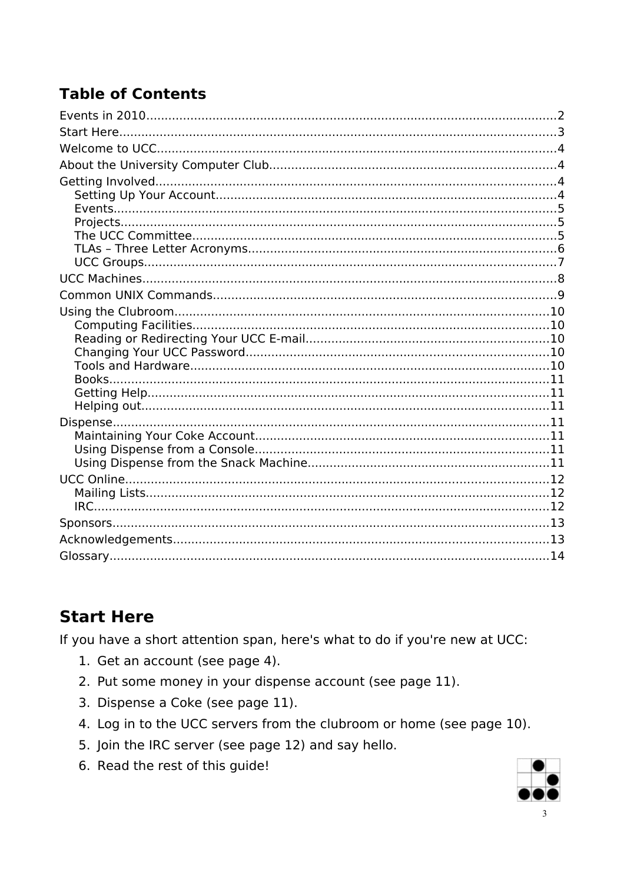# Table of Contents

- Events in 2010 ........ 2
- Start Here ........ 3
- Welcome to UCC ........ 4
- About the University Computer Club ........ 4
- Getting Involved ........ 4
  - Setting Up Your Account ........ 4
  - Events ........ 5
  - Projects ........ 5
  - The UCC Committee ........ 5
  - TLAs – Three Letter Acronyms ........ 6
  - UCC Groups ........ 7
- UCC Machines ........ 8
- Common UNIX Commands ........ 9
- Using the Clubroom ........ 10
  - Computing Facilities ........ 10
  - Reading or Redirecting Your UCC E-mail ........ 10
  - Changing Your UCC Password ........ 10
  - Tools and Hardware ........ 10
  - Books ........ 11
  - Getting Help ........ 11
  - Helping out ........ 11
- Dispense ........ 11
  - Maintaining Your Coke Account ........ 11
  - Using Dispense from a Console ........ 11
  - Using Dispense from the Snack Machine ........ 11
- UCC Online ........ 12
  - Mailing Lists ........ 12
  - IRC ........ 12
- Sponsors ........ 13
- Acknowledgements ........ 13
- Glossary ........ 14

# Start Here

If you have a short attention span, here's what to do if you're new at UCC:

1. Get an account (see page 4).
2. Put some money in your dispense account (see page 11).
3. Dispense a Coke (see page 11).
4. Log in to the UCC servers from the clubroom or home (see page 10).
5. Join the IRC server (see page 12) and say hello.
6. Read the rest of this guide!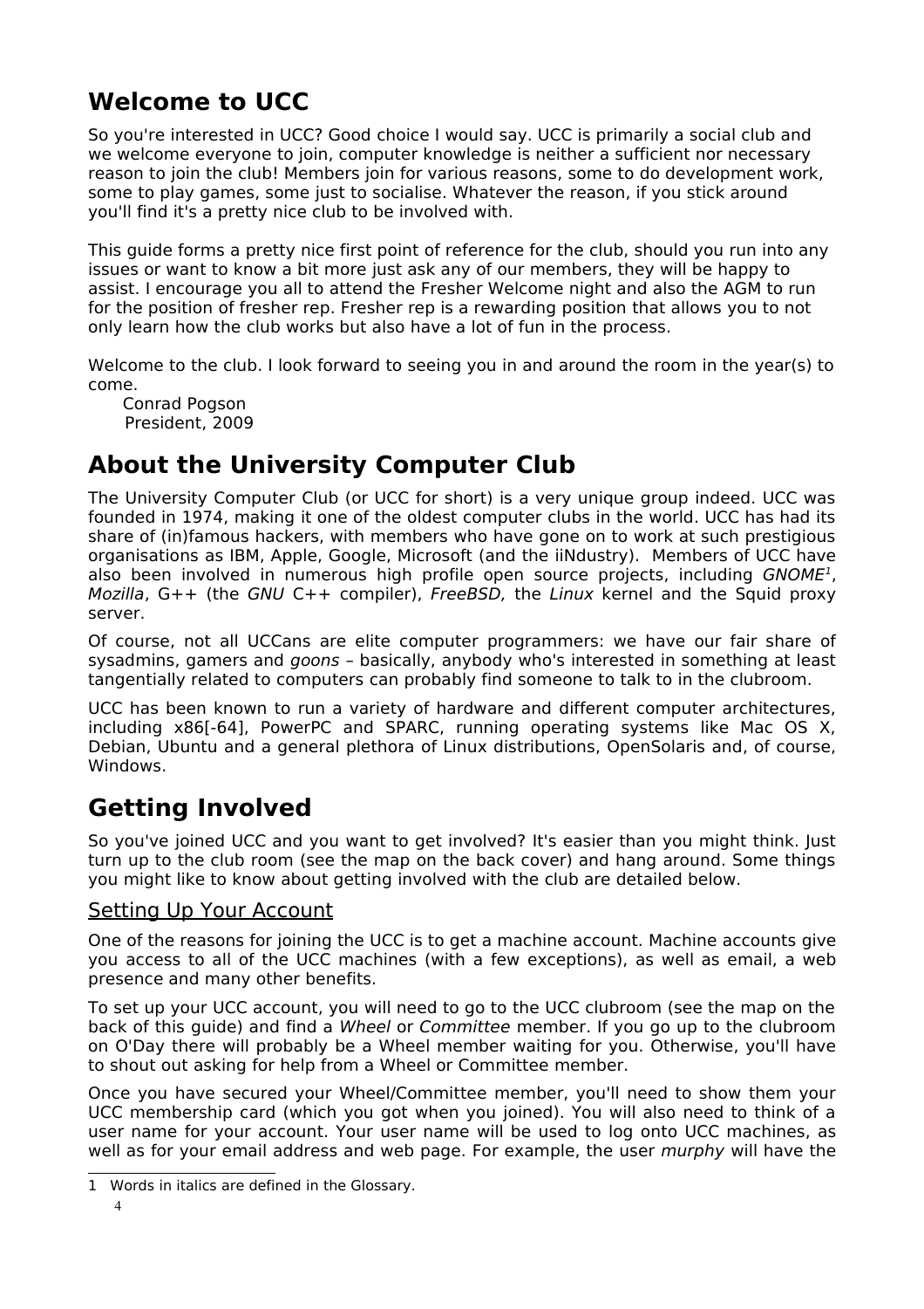# Welcome to UCC

So you're interested in UCC? Good choice I would say. UCC is primarily a social club and we welcome everyone to join, computer knowledge is neither a sufficient nor necessary reason to join the club! Members join for various reasons, some to do development work, some to play games, some just to socialise. Whatever the reason, if you stick around you'll find it's a pretty nice club to be involved with.

This guide forms a pretty nice first point of reference for the club, should you run into any issues or want to know a bit more just ask any of our members, they will be happy to assist. I encourage you all to attend the Fresher Welcome night and also the AGM to run for the position of fresher rep. Fresher rep is a rewarding position that allows you to not only learn how the club works but also have a lot of fun in the process.

Welcome to the club. I look forward to seeing you in and around the room in the year(s) to come.

Conrad Pogson
President, 2009

# About the University Computer Club

The University Computer Club (or UCC for short) is a very unique group indeed. UCC was founded in 1974, making it one of the oldest computer clubs in the world. UCC has had its share of (in)famous hackers, with members who have gone on to work at such prestigious organisations as IBM, Apple, Google, Microsoft (and the iiNdustry). Members of UCC have also been involved in numerous high profile open source projects, including *GNOME*[1], *Mozilla*, G++ (the *GNU* C++ compiler), *FreeBSD,* the *Linux* kernel and the Squid proxy server.

Of course, not all UCCans are elite computer programmers: we have our fair share of sysadmins, gamers and *goons* – basically, anybody who's interested in something at least tangentially related to computers can probably find someone to talk to in the clubroom.

UCC has been known to run a variety of hardware and different computer architectures, including x86[-64], PowerPC and SPARC, running operating systems like Mac OS X, Debian, Ubuntu and a general plethora of Linux distributions, OpenSolaris and, of course, Windows.

# Getting Involved

So you've joined UCC and you want to get involved? It's easier than you might think. Just turn up to the club room (see the map on the back cover) and hang around. Some things you might like to know about getting involved with the club are detailed below.

## Setting Up Your Account

One of the reasons for joining the UCC is to get a machine account. Machine accounts give you access to all of the UCC machines (with a few exceptions), as well as email, a web presence and many other benefits.

To set up your UCC account, you will need to go to the UCC clubroom (see the map on the back of this guide) and find a *Wheel* or *Committee* member. If you go up to the clubroom on O'Day there will probably be a Wheel member waiting for you. Otherwise, you'll have to shout out asking for help from a Wheel or Committee member.

Once you have secured your Wheel/Committee member, you'll need to show them your UCC membership card (which you got when you joined). You will also need to think of a user name for your account. Your user name will be used to log onto UCC machines, as well as for your email address and web page. For example, the user *murphy* will have the

[1] Words in italics are defined in the Glossary.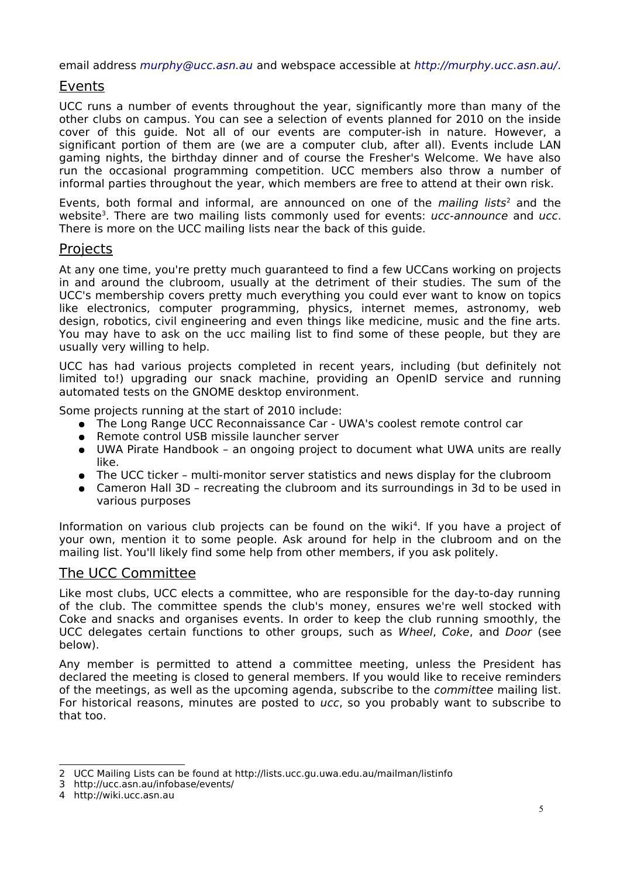email address *murphy@ucc.asn.au* and webspace accessible at *http://murphy.ucc.asn.au/*.

## Events

UCC runs a number of events throughout the year, significantly more than many of the other clubs on campus. You can see a selection of events planned for 2010 on the inside cover of this guide. Not all of our events are computer-ish in nature. However, a significant portion of them are (we are a computer club, after all). Events include LAN gaming nights, the birthday dinner and of course the Fresher's Welcome. We have also run the occasional programming competition. UCC members also throw a number of informal parties throughout the year, which members are free to attend at their own risk.

Events, both formal and informal, are announced on one of the *mailing lists*[2] and the website[3]. There are two mailing lists commonly used for events: *ucc-announce* and *ucc*. There is more on the UCC mailing lists near the back of this guide.

## Projects

At any one time, you're pretty much guaranteed to find a few UCCans working on projects in and around the clubroom, usually at the detriment of their studies. The sum of the UCC's membership covers pretty much everything you could ever want to know on topics like electronics, computer programming, physics, internet memes, astronomy, web design, robotics, civil engineering and even things like medicine, music and the fine arts. You may have to ask on the ucc mailing list to find some of these people, but they are usually very willing to help.

UCC has had various projects completed in recent years, including (but definitely not limited to!) upgrading our snack machine, providing an OpenID service and running automated tests on the GNOME desktop environment.

Some projects running at the start of 2010 include:

- The Long Range UCC Reconnaissance Car - UWA's coolest remote control car
- Remote control USB missile launcher server
- UWA Pirate Handbook – an ongoing project to document what UWA units are really like.
- The UCC ticker – multi-monitor server statistics and news display for the clubroom
- Cameron Hall 3D – recreating the clubroom and its surroundings in 3d to be used in various purposes

Information on various club projects can be found on the wiki[4]. If you have a project of your own, mention it to some people. Ask around for help in the clubroom and on the mailing list. You'll likely find some help from other members, if you ask politely.

## The UCC Committee

Like most clubs, UCC elects a committee, who are responsible for the day-to-day running of the club. The committee spends the club's money, ensures we're well stocked with Coke and snacks and organises events. In order to keep the club running smoothly, the UCC delegates certain functions to other groups, such as *Wheel*, *Coke*, and *Door* (see below).

Any member is permitted to attend a committee meeting, unless the President has declared the meeting is closed to general members. If you would like to receive reminders of the meetings, as well as the upcoming agenda, subscribe to the *committee* mailing list. For historical reasons, minutes are posted to *ucc*, so you probably want to subscribe to that too.

---

2 UCC Mailing Lists can be found at http://lists.ucc.gu.uwa.edu.au/mailman/listinfo

3 http://ucc.asn.au/infobase/events/

4 http://wiki.ucc.asn.au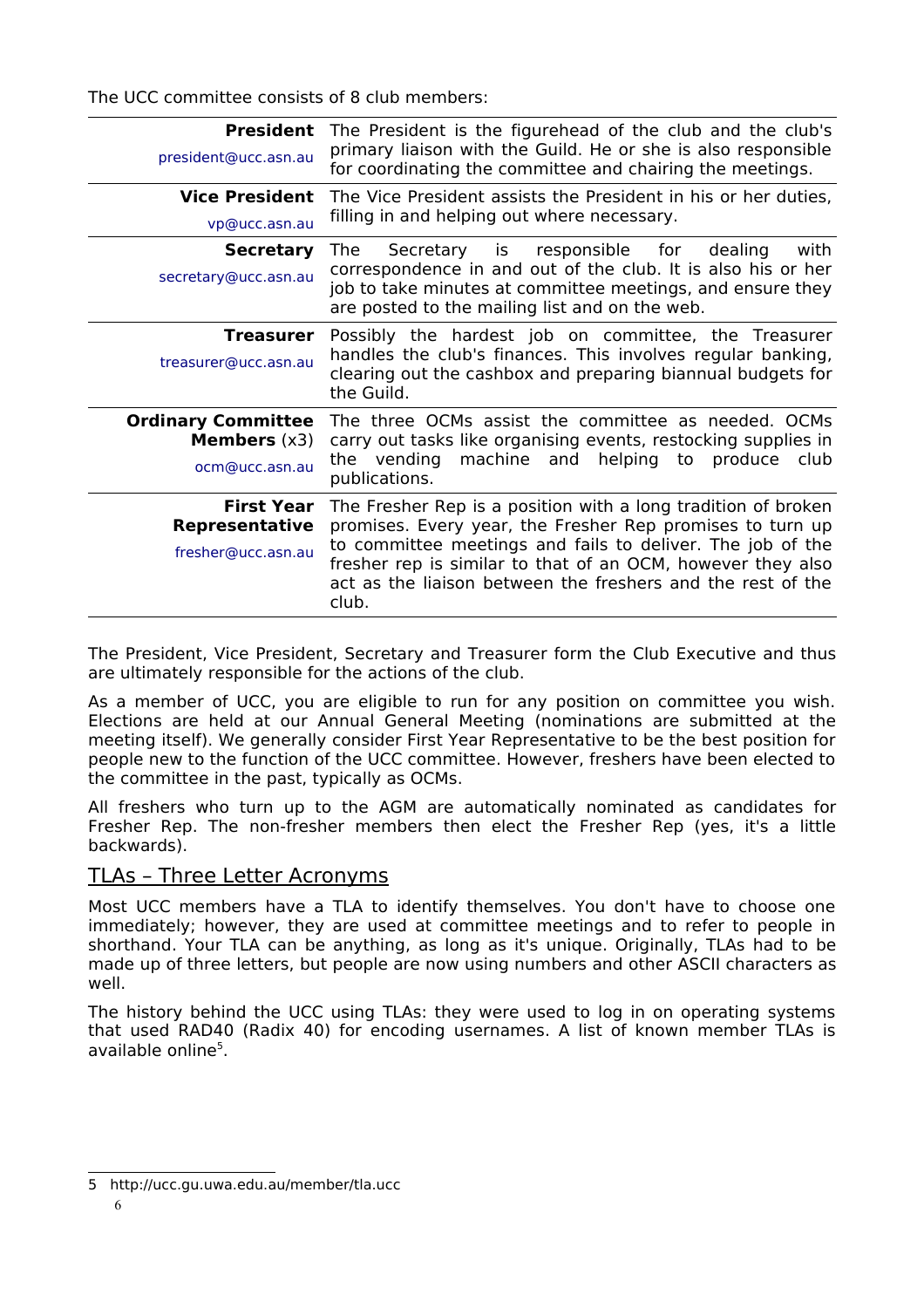The UCC committee consists of 8 club members:

| | |
|---|---|
| **President** president@ucc.asn.au | The President is the figurehead of the club and the club's primary liaison with the Guild. He or she is also responsible for coordinating the committee and chairing the meetings. |
| **Vice President** vp@ucc.asn.au | The Vice President assists the President in his or her duties, filling in and helping out where necessary. |
| **Secretary** secretary@ucc.asn.au | The Secretary is responsible for dealing with correspondence in and out of the club. It is also his or her job to take minutes at committee meetings, and ensure they are posted to the mailing list and on the web. |
| **Treasurer** treasurer@ucc.asn.au | Possibly the hardest job on committee, the Treasurer handles the club's finances. This involves regular banking, clearing out the cashbox and preparing biannual budgets for the Guild. |
| **Ordinary Committee Members** (x3) ocm@ucc.asn.au | The three OCMs assist the committee as needed. OCMs carry out tasks like organising events, restocking supplies in the vending machine and helping to produce club publications. |
| **First Year Representative** fresher@ucc.asn.au | The Fresher Rep is a position with a long tradition of broken promises. Every year, the Fresher Rep promises to turn up to committee meetings and fails to deliver. The job of the fresher rep is similar to that of an OCM, however they also act as the liaison between the freshers and the rest of the club. |

The President, Vice President, Secretary and Treasurer form the Club Executive and thus are ultimately responsible for the actions of the club.

As a member of UCC, you are eligible to run for any position on committee you wish. Elections are held at our Annual General Meeting (nominations are submitted at the meeting itself). We generally consider First Year Representative to be the best position for people new to the function of the UCC committee. However, freshers have been elected to the committee in the past, typically as OCMs.

All freshers who turn up to the AGM are automatically nominated as candidates for Fresher Rep. The non-fresher members then elect the Fresher Rep (yes, it's a little backwards).

## TLAs – Three Letter Acronyms

Most UCC members have a TLA to identify themselves. You don't have to choose one immediately; however, they are used at committee meetings and to refer to people in shorthand. Your TLA can be anything, as long as it's unique. Originally, TLAs had to be made up of three letters, but people are now using numbers and other ASCII characters as well.

The history behind the UCC using TLAs: they were used to log in on operating systems that used RAD40 (Radix 40) for encoding usernames. A list of known member TLAs is available online[5].

5 http://ucc.gu.uwa.edu.au/member/tla.ucc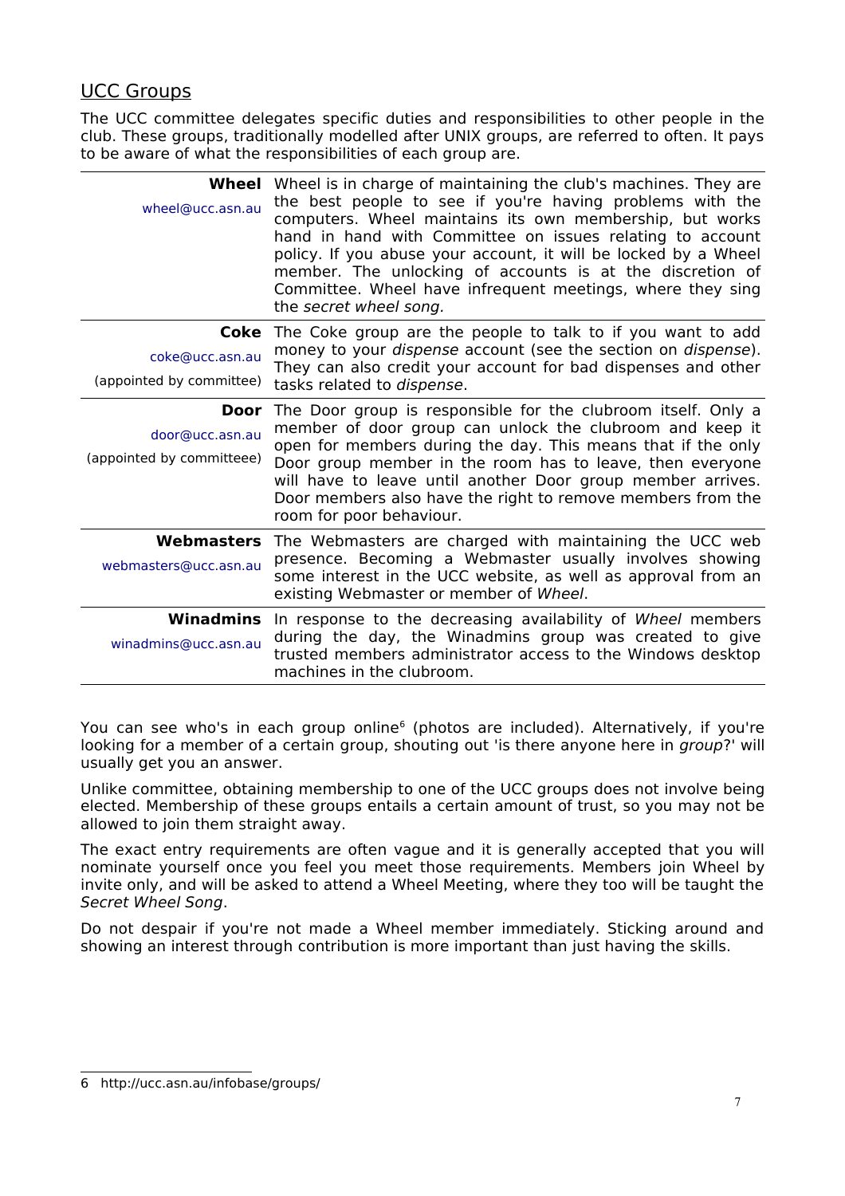## UCC Groups

The UCC committee delegates specific duties and responsibilities to other people in the club. These groups, traditionally modelled after UNIX groups, are referred to often. It pays to be aware of what the responsibilities of each group are.

| Group | Description |
|---|---|
| **Wheel**<br>wheel@ucc.asn.au | Wheel is in charge of maintaining the club's machines. They are the best people to see if you're having problems with the computers. Wheel maintains its own membership, but works hand in hand with Committee on issues relating to account policy. If you abuse your account, it will be locked by a Wheel member. The unlocking of accounts is at the discretion of Committee. Wheel have infrequent meetings, where they sing the *secret wheel song.* |
| **Coke**<br>coke@ucc.asn.au<br>(appointed by committee) | The Coke group are the people to talk to if you want to add money to your *dispense* account (see the section on *dispense*). They can also credit your account for bad dispenses and other tasks related to *dispense*. |
| **Door**<br>door@ucc.asn.au<br>(appointed by committeee) | The Door group is responsible for the clubroom itself. Only a member of door group can unlock the clubroom and keep it open for members during the day. This means that if the only Door group member in the room has to leave, then everyone will have to leave until another Door group member arrives. Door members also have the right to remove members from the room for poor behaviour. |
| **Webmasters**<br>webmasters@ucc.asn.au | The Webmasters are charged with maintaining the UCC web presence. Becoming a Webmaster usually involves showing some interest in the UCC website, as well as approval from an existing Webmaster or member of *Wheel*. |
| **Winadmins**<br>winadmins@ucc.asn.au | In response to the decreasing availability of *Wheel* members during the day, the Winadmins group was created to give trusted members administrator access to the Windows desktop machines in the clubroom. |

You can see who's in each group online[6] (photos are included). Alternatively, if you're looking for a member of a certain group, shouting out 'is there anyone here in *group*?' will usually get you an answer.

Unlike committee, obtaining membership to one of the UCC groups does not involve being elected. Membership of these groups entails a certain amount of trust, so you may not be allowed to join them straight away.

The exact entry requirements are often vague and it is generally accepted that you will nominate yourself once you feel you meet those requirements. Members join Wheel by invite only, and will be asked to attend a Wheel Meeting, where they too will be taught the *Secret Wheel Song*.

Do not despair if you're not made a Wheel member immediately. Sticking around and showing an interest through contribution is more important than just having the skills.

---

6 http://ucc.asn.au/infobase/groups/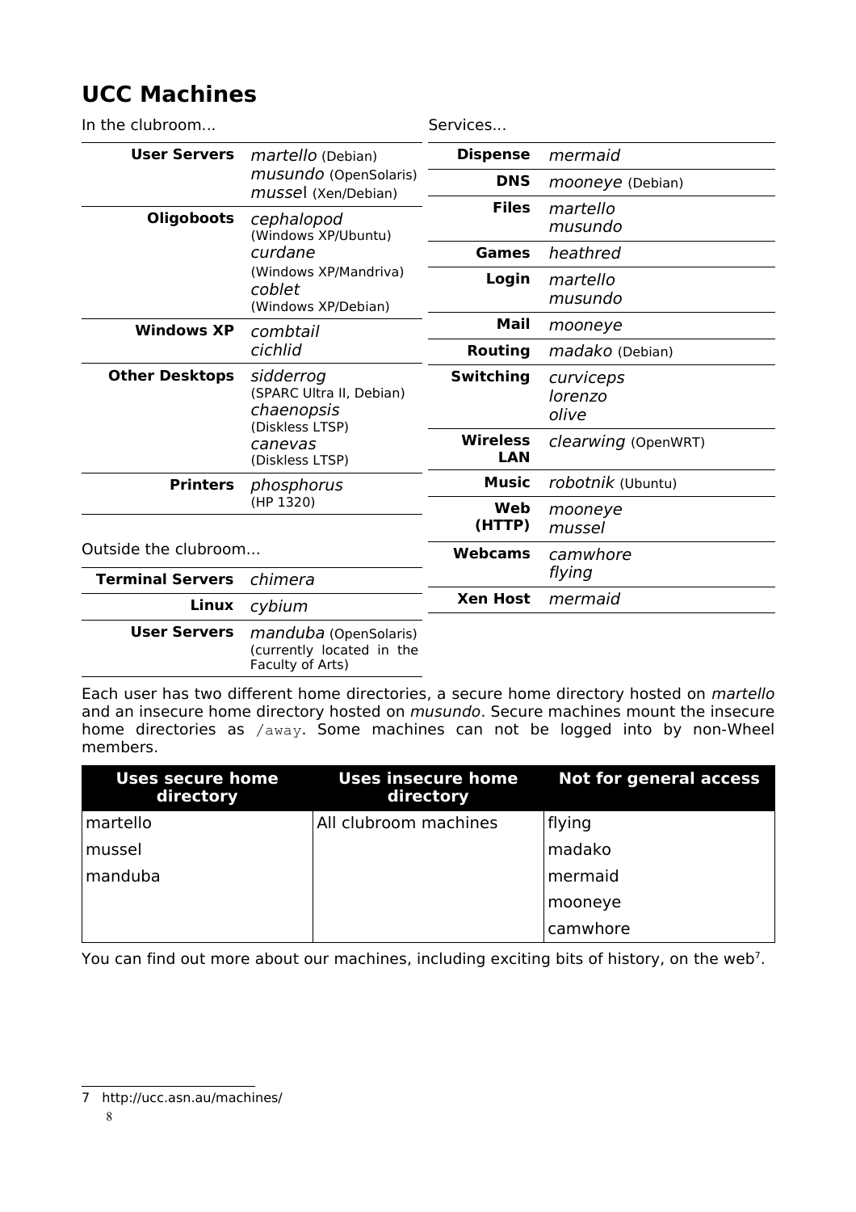# UCC Machines

In the clubroom...

| | |
|---|---|
| **User Servers** | *martello* (Debian)<br>*musundo* (OpenSolaris)<br>*mussel* (Xen/Debian) |
| **Oligoboots** | *cephalopod* (Windows XP/Ubuntu)<br>*curdane* (Windows XP/Mandriva)<br>*coblet* (Windows XP/Debian) |
| **Windows XP** | *combtail*<br>*cichlid* |
| **Other Desktops** | *sidderrog* (SPARC Ultra II, Debian)<br>*chaenopsis* (Diskless LTSP)<br>*canevas* (Diskless LTSP) |
| **Printers** | *phosphorus* (HP 1320) |

Outside the clubroom...

| | |
|---|---|
| **Terminal Servers** | *chimera* |
| **Linux** | *cybium* |
| **User Servers** | *manduba* (OpenSolaris) (currently located in the Faculty of Arts) |

Services...

| | |
|---|---|
| **Dispense** | *mermaid* |
| **DNS** | *mooneye* (Debian) |
| **Files** | *martello*<br>*musundo* |
| **Games** | *heathred* |
| **Login** | *martello*<br>*musundo* |
| **Mail** | *mooneye* |
| **Routing** | *madako* (Debian) |
| **Switching** | *curviceps*<br>*lorenzo*<br>*olive* |
| **Wireless LAN** | *clearwing* (OpenWRT) |
| **Music** | *robotnik* (Ubuntu) |
| **Web (HTTP)** | *mooneye*<br>*mussel* |
| **Webcams** | *camwhore*<br>*flying* |
| **Xen Host** | *mermaid* |

Each user has two different home directories, a secure home directory hosted on *martello* and an insecure home directory hosted on *musundo*. Secure machines mount the insecure home directories as `/away`. Some machines can not be logged into by non-Wheel members.

| Uses secure home directory | Uses insecure home directory | Not for general access |
|---|---|---|
| martello | All clubroom machines | flying |
| mussel | | madako |
| manduba | | mermaid |
| | | mooneye |
| | | camwhore |

You can find out more about our machines, including exciting bits of history, on the web[7].

7 http://ucc.asn.au/machines/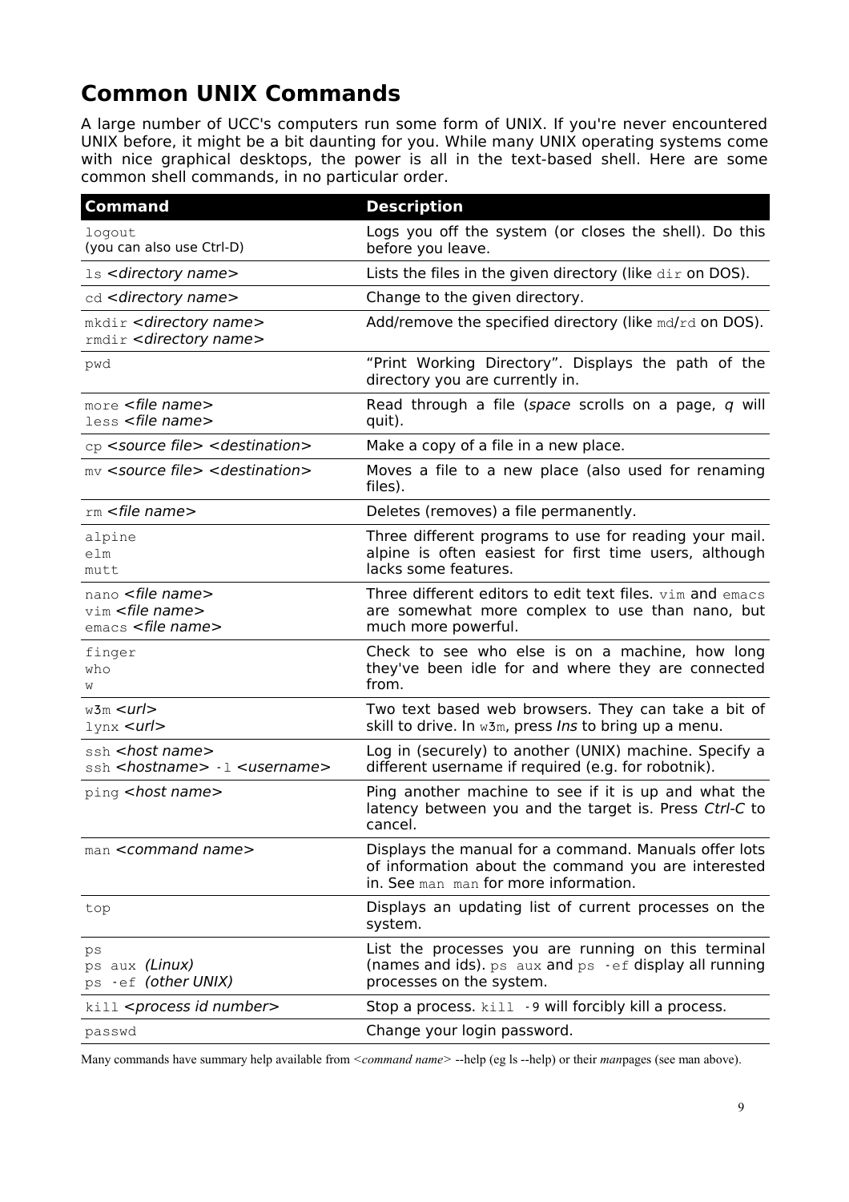# Common UNIX Commands

A large number of UCC's computers run some form of UNIX. If you're never encountered UNIX before, it might be a bit daunting for you. While many UNIX operating systems come with nice graphical desktops, the power is all in the text-based shell. Here are some common shell commands, in no particular order.

| Command | Description |
|---|---|
| `logout`<br>(you can also use Ctrl-D) | Logs you off the system (or closes the shell). Do this before you leave. |
| `ls` *<directory name>* | Lists the files in the given directory (like `dir` on DOS). |
| `cd` *<directory name>* | Change to the given directory. |
| `mkdir` *<directory name>*<br>`rmdir` *<directory name>* | Add/remove the specified directory (like `md`/`rd` on DOS). |
| `pwd` | "Print Working Directory". Displays the path of the directory you are currently in. |
| `more` *<file name>*<br>`less` *<file name>* | Read through a file (*space* scrolls on a page, *q* will quit). |
| `cp` *<source file> <destination>* | Make a copy of a file in a new place. |
| `mv` *<source file> <destination>* | Moves a file to a new place (also used for renaming files). |
| `rm` *<file name>* | Deletes (removes) a file permanently. |
| `alpine`<br>`elm`<br>`mutt` | Three different programs to use for reading your mail. alpine is often easiest for first time users, although lacks some features. |
| `nano` *<file name>*<br>`vim` *<file name>*<br>`emacs` *<file name>* | Three different editors to edit text files. `vim` and `emacs` are somewhat more complex to use than nano, but much more powerful. |
| `finger`<br>`who`<br>`w` | Check to see who else is on a machine, how long they've been idle for and where they are connected from. |
| `w3m` *<url>*<br>`lynx` *<url>* | Two text based web browsers. They can take a bit of skill to drive. In `w3m`, press *Ins* to bring up a menu. |
| `ssh` *<host name>*<br>`ssh` *<hostname>* `-l` *<username>* | Log in (securely) to another (UNIX) machine. Specify a different username if required (e.g. for robotnik). |
| `ping` *<host name>* | Ping another machine to see if it is up and what the latency between you and the target is. Press *Ctrl-C* to cancel. |
| `man` *<command name>* | Displays the manual for a command. Manuals offer lots of information about the command you are interested in. See `man man` for more information. |
| `top` | Displays an updating list of current processes on the system. |
| `ps`<br>`ps aux` *(Linux)*<br>`ps -ef` *(other UNIX)* | List the processes you are running on this terminal (names and ids). `ps aux` and `ps -ef` display all running processes on the system. |
| `kill` *<process id number>* | Stop a process. `kill -9` will forcibly kill a process. |
| `passwd` | Change your login password. |

Many commands have summary help available from *<command name>* --help (eg ls --help) or their *man*pages (see man above).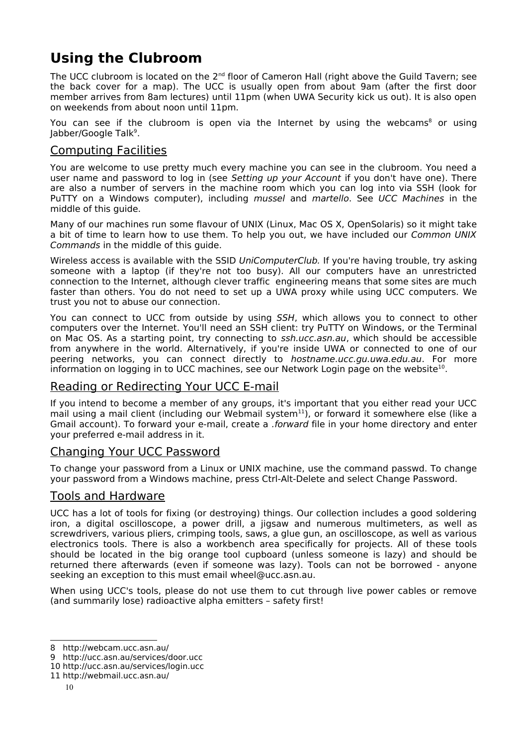# Using the Clubroom

The UCC clubroom is located on the 2nd floor of Cameron Hall (right above the Guild Tavern; see the back cover for a map). The UCC is usually open from about 9am (after the first door member arrives from 8am lectures) until 11pm (when UWA Security kick us out). It is also open on weekends from about noon until 11pm.

You can see if the clubroom is open via the Internet by using the webcams[8] or using Jabber/Google Talk[9].

## Computing Facilities

You are welcome to use pretty much every machine you can see in the clubroom. You need a user name and password to log in (see *Setting up your Account* if you don't have one). There are also a number of servers in the machine room which you can log into via SSH (look for PuTTY on a Windows computer), including *mussel* and *martello*. See *UCC Machines* in the middle of this guide.

Many of our machines run some flavour of UNIX (Linux, Mac OS X, OpenSolaris) so it might take a bit of time to learn how to use them. To help you out, we have included our *Common UNIX Commands* in the middle of this guide.

Wireless access is available with the SSID *UniComputerClub.* If you're having trouble, try asking someone with a laptop (if they're not too busy). All our computers have an unrestricted connection to the Internet, although clever traffic engineering means that some sites are much faster than others. You do not need to set up a UWA proxy while using UCC computers. We trust you not to abuse our connection.

You can connect to UCC from outside by using *SSH*, which allows you to connect to other computers over the Internet. You'll need an SSH client: try PuTTY on Windows, or the Terminal on Mac OS. As a starting point, try connecting to *ssh.ucc.asn.au*, which should be accessible from anywhere in the world. Alternatively, if you're inside UWA or connected to one of our peering networks, you can connect directly to *hostname.ucc.gu.uwa.edu.au*. For more information on logging in to UCC machines, see our Network Login page on the website[10].

## Reading or Redirecting Your UCC E-mail

If you intend to become a member of any groups, it's important that you either read your UCC mail using a mail client (including our Webmail system[11]), or forward it somewhere else (like a Gmail account). To forward your e-mail, create a *.forward* file in your home directory and enter your preferred e-mail address in it.

## Changing Your UCC Password

To change your password from a Linux or UNIX machine, use the command passwd. To change your password from a Windows machine, press Ctrl-Alt-Delete and select Change Password.

## Tools and Hardware

UCC has a lot of tools for fixing (or destroying) things. Our collection includes a good soldering iron, a digital oscilloscope, a power drill, a jigsaw and numerous multimeters, as well as screwdrivers, various pliers, crimping tools, saws, a glue gun, an oscilloscope, as well as various electronics tools. There is also a workbench area specifically for projects. All of these tools should be located in the big orange tool cupboard (unless someone is lazy) and should be returned there afterwards (even if someone was lazy). Tools can not be borrowed - anyone seeking an exception to this must email wheel@ucc.asn.au.

When using UCC's tools, please do not use them to cut through live power cables or remove (and summarily lose) radioactive alpha emitters – safety first!

---

8 http://webcam.ucc.asn.au/

9 http://ucc.asn.au/services/door.ucc

10 http://ucc.asn.au/services/login.ucc

11 http://webmail.ucc.asn.au/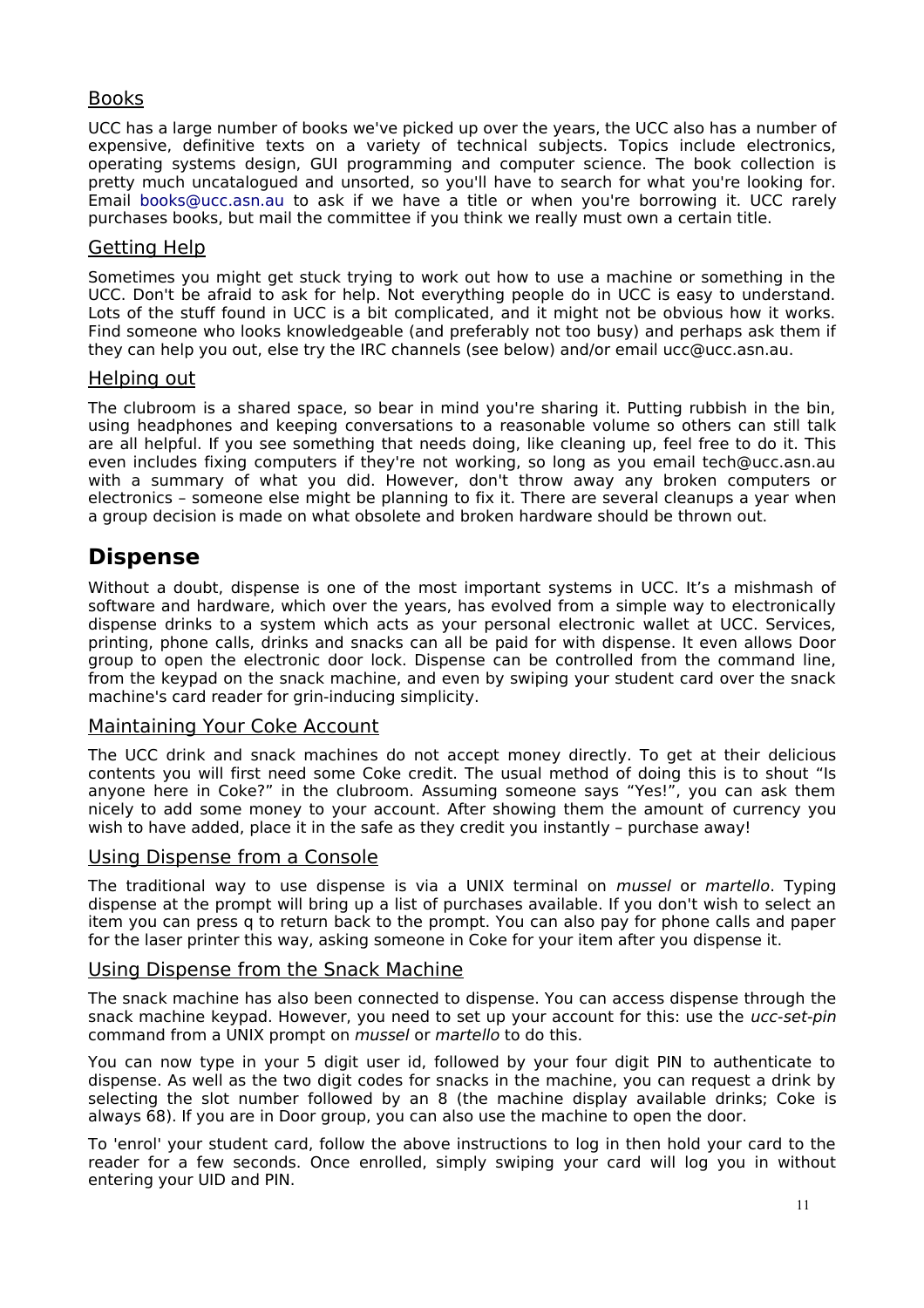### Books

UCC has a large number of books we've picked up over the years, the UCC also has a number of expensive, definitive texts on a variety of technical subjects. Topics include electronics, operating systems design, GUI programming and computer science. The book collection is pretty much uncatalogued and unsorted, so you'll have to search for what you're looking for. Email books@ucc.asn.au to ask if we have a title or when you're borrowing it. UCC rarely purchases books, but mail the committee if you think we really must own a certain title.

### Getting Help

Sometimes you might get stuck trying to work out how to use a machine or something in the UCC. Don't be afraid to ask for help. Not everything people do in UCC is easy to understand. Lots of the stuff found in UCC is a bit complicated, and it might not be obvious how it works. Find someone who looks knowledgeable (and preferably not too busy) and perhaps ask them if they can help you out, else try the IRC channels (see below) and/or email ucc@ucc.asn.au.

### Helping out

The clubroom is a shared space, so bear in mind you're sharing it. Putting rubbish in the bin, using headphones and keeping conversations to a reasonable volume so others can still talk are all helpful. If you see something that needs doing, like cleaning up, feel free to do it. This even includes fixing computers if they're not working, so long as you email tech@ucc.asn.au with a summary of what you did. However, don't throw away any broken computers or electronics – someone else might be planning to fix it. There are several cleanups a year when a group decision is made on what obsolete and broken hardware should be thrown out.

## Dispense

Without a doubt, dispense is one of the most important systems in UCC. It's a mishmash of software and hardware, which over the years, has evolved from a simple way to electronically dispense drinks to a system which acts as your personal electronic wallet at UCC. Services, printing, phone calls, drinks and snacks can all be paid for with dispense. It even allows Door group to open the electronic door lock. Dispense can be controlled from the command line, from the keypad on the snack machine, and even by swiping your student card over the snack machine's card reader for grin-inducing simplicity.

### Maintaining Your Coke Account

The UCC drink and snack machines do not accept money directly. To get at their delicious contents you will first need some Coke credit. The usual method of doing this is to shout "Is anyone here in Coke?" in the clubroom. Assuming someone says "Yes!", you can ask them nicely to add some money to your account. After showing them the amount of currency you wish to have added, place it in the safe as they credit you instantly – purchase away!

### Using Dispense from a Console

The traditional way to use dispense is via a UNIX terminal on *mussel* or *martello*. Typing dispense at the prompt will bring up a list of purchases available. If you don't wish to select an item you can press q to return back to the prompt. You can also pay for phone calls and paper for the laser printer this way, asking someone in Coke for your item after you dispense it.

### Using Dispense from the Snack Machine

The snack machine has also been connected to dispense. You can access dispense through the snack machine keypad. However, you need to set up your account for this: use the *ucc-set-pin* command from a UNIX prompt on *mussel* or *martello* to do this.

You can now type in your 5 digit user id, followed by your four digit PIN to authenticate to dispense. As well as the two digit codes for snacks in the machine, you can request a drink by selecting the slot number followed by an 8 (the machine display available drinks; Coke is always 68). If you are in Door group, you can also use the machine to open the door.

To 'enrol' your student card, follow the above instructions to log in then hold your card to the reader for a few seconds. Once enrolled, simply swiping your card will log you in without entering your UID and PIN.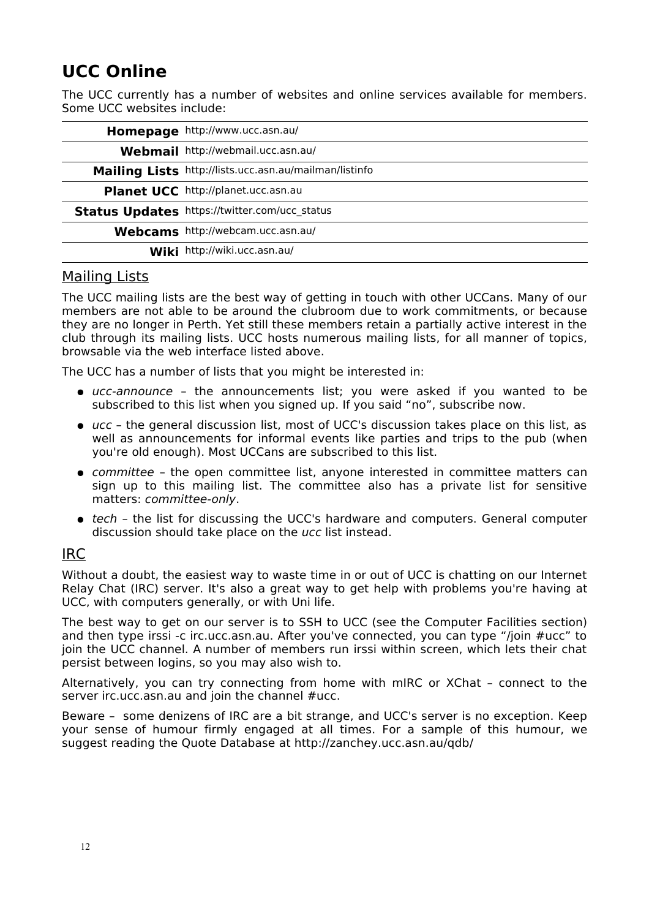# UCC Online

The UCC currently has a number of websites and online services available for members. Some UCC websites include:

| | |
|---|---|
| **Homepage** | http://www.ucc.asn.au/ |
| **Webmail** | http://webmail.ucc.asn.au/ |
| **Mailing Lists** | http://lists.ucc.asn.au/mailman/listinfo |
| **Planet UCC** | http://planet.ucc.asn.au |
| **Status Updates** | https://twitter.com/ucc_status |
| **Webcams** | http://webcam.ucc.asn.au/ |
| **Wiki** | http://wiki.ucc.asn.au/ |

## Mailing Lists

The UCC mailing lists are the best way of getting in touch with other UCCans. Many of our members are not able to be around the clubroom due to work commitments, or because they are no longer in Perth. Yet still these members retain a partially active interest in the club through its mailing lists. UCC hosts numerous mailing lists, for all manner of topics, browsable via the web interface listed above.

The UCC has a number of lists that you might be interested in:

- *ucc-announce* – the announcements list; you were asked if you wanted to be subscribed to this list when you signed up. If you said "no", subscribe now.
- *ucc* – the general discussion list, most of UCC's discussion takes place on this list, as well as announcements for informal events like parties and trips to the pub (when you're old enough). Most UCCans are subscribed to this list.
- *committee* – the open committee list, anyone interested in committee matters can sign up to this mailing list. The committee also has a private list for sensitive matters: *committee-only*.
- *tech* – the list for discussing the UCC's hardware and computers. General computer discussion should take place on the *ucc* list instead.

## IRC

Without a doubt, the easiest way to waste time in or out of UCC is chatting on our Internet Relay Chat (IRC) server. It's also a great way to get help with problems you're having at UCC, with computers generally, or with Uni life.

The best way to get on our server is to SSH to UCC (see the Computer Facilities section) and then type irssi -c irc.ucc.asn.au. After you've connected, you can type "/join #ucc" to join the UCC channel. A number of members run irssi within screen, which lets their chat persist between logins, so you may also wish to.

Alternatively, you can try connecting from home with mIRC or XChat – connect to the server irc.ucc.asn.au and join the channel #ucc.

Beware – some denizens of IRC are a bit strange, and UCC's server is no exception. Keep your sense of humour firmly engaged at all times. For a sample of this humour, we suggest reading the Quote Database at http://zanchey.ucc.asn.au/qdb/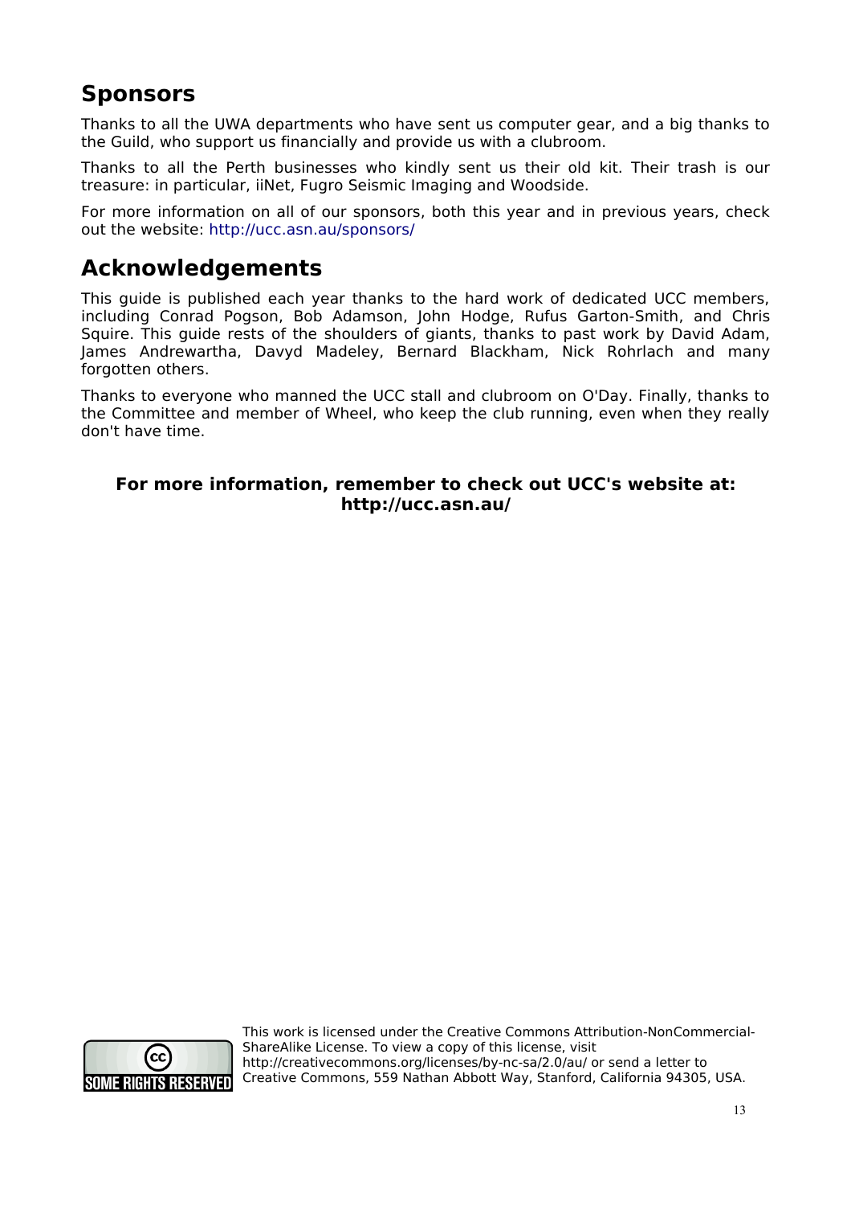## Sponsors

Thanks to all the UWA departments who have sent us computer gear, and a big thanks to the Guild, who support us financially and provide us with a clubroom.

Thanks to all the Perth businesses who kindly sent us their old kit. Their trash is our treasure: in particular, iiNet, Fugro Seismic Imaging and Woodside.

For more information on all of our sponsors, both this year and in previous years, check out the website: http://ucc.asn.au/sponsors/

## Acknowledgements

This guide is published each year thanks to the hard work of dedicated UCC members, including Conrad Pogson, Bob Adamson, John Hodge, Rufus Garton-Smith, and Chris Squire. This guide rests of the shoulders of giants, thanks to past work by David Adam, James Andrewartha, Davyd Madeley, Bernard Blackham, Nick Rohrlach and many forgotten others.

Thanks to everyone who manned the UCC stall and clubroom on O'Day. Finally, thanks to the Committee and member of Wheel, who keep the club running, even when they really don't have time.

**For more information, remember to check out UCC's website at: http://ucc.asn.au/**

This work is licensed under the Creative Commons Attribution-NonCommercial-ShareAlike License. To view a copy of this license, visit http://creativecommons.org/licenses/by-nc-sa/2.0/au/ or send a letter to Creative Commons, 559 Nathan Abbott Way, Stanford, California 94305, USA.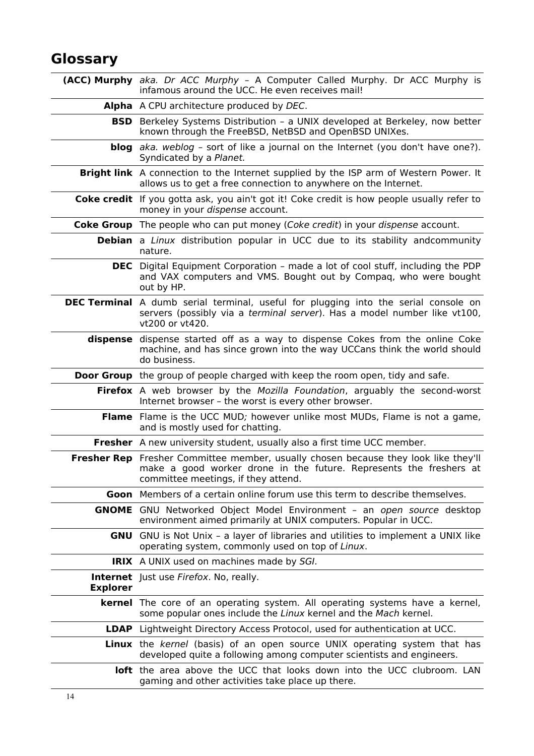# Glossary

| Term | Definition |
|---|---|
| **(ACC) Murphy** | *aka. Dr ACC Murphy* – A Computer Called Murphy. Dr ACC Murphy is infamous around the UCC. He even receives mail! |
| **Alpha** | A CPU architecture produced by *DEC*. |
| **BSD** | Berkeley Systems Distribution – a UNIX developed at Berkeley, now better known through the FreeBSD, NetBSD and OpenBSD UNIXes. |
| **blog** | *aka. weblog* – sort of like a journal on the Internet (you don't have one?). Syndicated by a *Planet.* |
| **Bright link** | A connection to the Internet supplied by the ISP arm of Western Power. It allows us to get a free connection to anywhere on the Internet. |
| **Coke credit** | If you gotta ask, you ain't got it! Coke credit is how people usually refer to money in your *dispense* account. |
| **Coke Group** | The people who can put money (*Coke credit*) in your *dispense* account. |
| **Debian** | a *Linux* distribution popular in UCC due to its stability andcommunity nature. |
| **DEC** | Digital Equipment Corporation – made a lot of cool stuff, including the PDP and VAX computers and VMS. Bought out by Compaq, who were bought out by HP. |
| **DEC Terminal** | A dumb serial terminal, useful for plugging into the serial console on servers (possibly via a *terminal server*). Has a model number like vt100, vt200 or vt420. |
| **dispense** | dispense started off as a way to dispense Cokes from the online Coke machine, and has since grown into the way UCCans think the world should do business. |
| **Door Group** | the group of people charged with keep the room open, tidy and safe. |
| **Firefox** | A web browser by the *Mozilla Foundation*, arguably the second-worst Internet browser – the worst is every other browser. |
| **Flame** | Flame is the UCC MUD*;* however unlike most MUDs, Flame is not a game, and is mostly used for chatting. |
| **Fresher** | A new university student, usually also a first time UCC member. |
| **Fresher Rep** | Fresher Committee member, usually chosen because they look like they'll make a good worker drone in the future. Represents the freshers at committee meetings, if they attend. |
| **Goon** | Members of a certain online forum use this term to describe themselves. |
| **GNOME** | GNU Networked Object Model Environment – an *open source* desktop environment aimed primarily at UNIX computers. Popular in UCC. |
| **GNU** | GNU is Not Unix – a layer of libraries and utilities to implement a UNIX like operating system, commonly used on top of *Linux*. |
| **IRIX** | A UNIX used on machines made by *SGI.* |
| **Internet Explorer** | Just use *Firefox*. No, really. |
| **kernel** | The core of an operating system. All operating systems have a kernel, some popular ones include the *Linux* kernel and the *Mach* kernel. |
| **LDAP** | Lightweight Directory Access Protocol, used for authentication at UCC. |
| **Linux** | the *kernel* (basis) of an open source UNIX operating system that has developed quite a following among computer scientists and engineers. |
| **loft** | the area above the UCC that looks down into the UCC clubroom. LAN gaming and other activities take place up there. |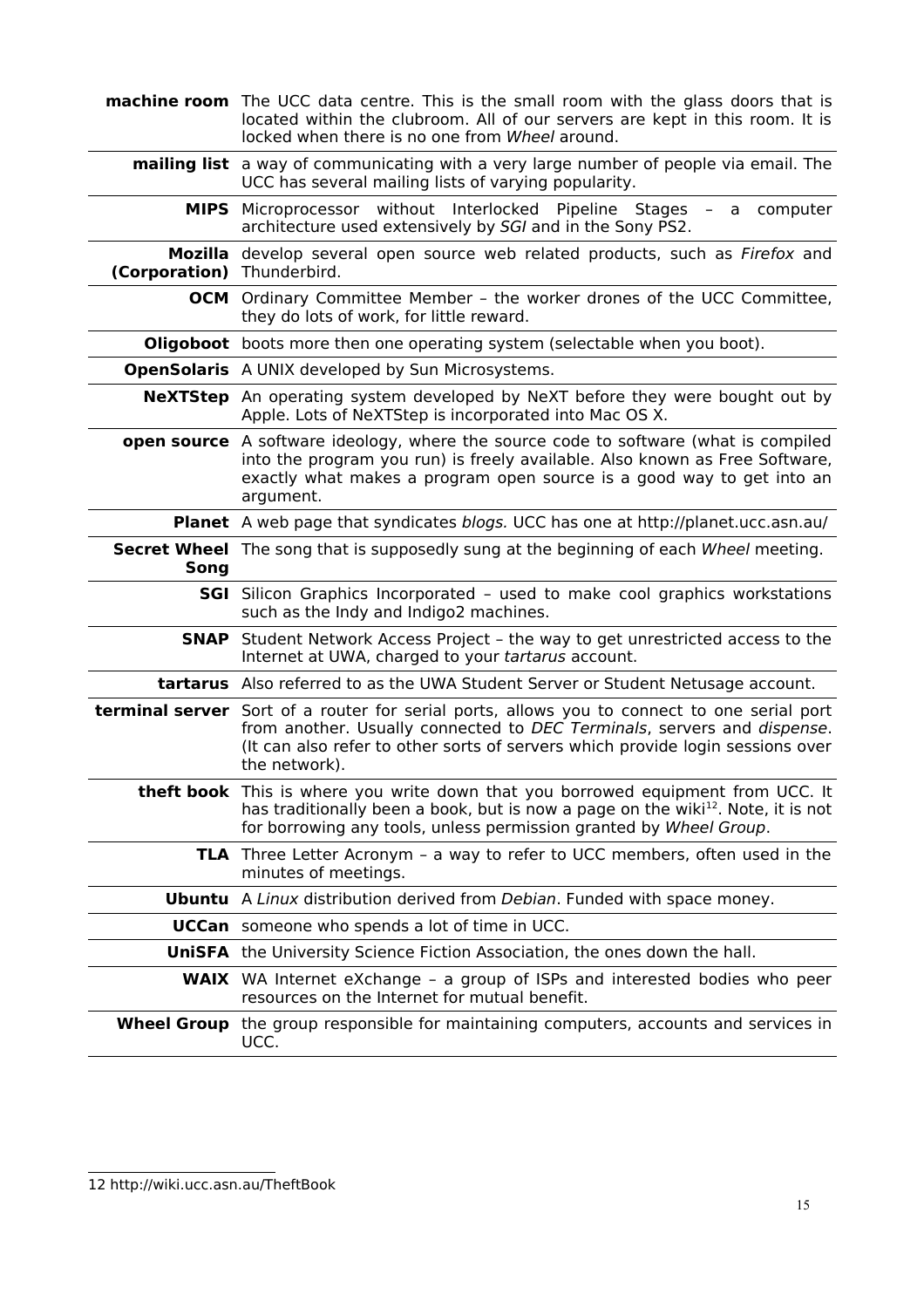| | |
|---|---|
| **machine room** | The UCC data centre. This is the small room with the glass doors that is located within the clubroom. All of our servers are kept in this room. It is locked when there is no one from *Wheel* around. |
| **mailing list** | a way of communicating with a very large number of people via email. The UCC has several mailing lists of varying popularity. |
| **MIPS** | Microprocessor without Interlocked Pipeline Stages – a computer architecture used extensively by *SGI* and in the Sony PS2. |
| **Mozilla (Corporation)** | develop several open source web related products, such as *Firefox* and Thunderbird. |
| **OCM** | Ordinary Committee Member – the worker drones of the UCC Committee, they do lots of work, for little reward. |
| **Oligoboot** | boots more then one operating system (selectable when you boot). |
| **OpenSolaris** | A UNIX developed by Sun Microsystems. |
| **NeXTStep** | An operating system developed by NeXT before they were bought out by Apple. Lots of NeXTStep is incorporated into Mac OS X. |
| **open source** | A software ideology, where the source code to software (what is compiled into the program you run) is freely available. Also known as Free Software, exactly what makes a program open source is a good way to get into an argument. |
| **Planet** | A web page that syndicates *blogs.* UCC has one at http://planet.ucc.asn.au/ |
| **Secret Wheel Song** | The song that is supposedly sung at the beginning of each *Wheel* meeting. |
| **SGI** | Silicon Graphics Incorporated – used to make cool graphics workstations such as the Indy and Indigo2 machines. |
| **SNAP** | Student Network Access Project – the way to get unrestricted access to the Internet at UWA, charged to your *tartarus* account. |
| **tartarus** | Also referred to as the UWA Student Server or Student Netusage account. |
| **terminal server** | Sort of a router for serial ports, allows you to connect to one serial port from another. Usually connected to *DEC Terminals*, servers and *dispense*. (It can also refer to other sorts of servers which provide login sessions over the network). |
| **theft book** | This is where you write down that you borrowed equipment from UCC. It has traditionally been a book, but is now a page on the wiki[12]. Note, it is not for borrowing any tools, unless permission granted by *Wheel Group*. |
| **TLA** | Three Letter Acronym – a way to refer to UCC members, often used in the minutes of meetings. |
| **Ubuntu** | A *Linux* distribution derived from *Debian*. Funded with space money. |
| **UCCan** | someone who spends a lot of time in UCC. |
| **UniSFA** | the University Science Fiction Association, the ones down the hall. |
| **WAIX** | WA Internet eXchange – a group of ISPs and interested bodies who peer resources on the Internet for mutual benefit. |
| **Wheel Group** | the group responsible for maintaining computers, accounts and services in UCC. |

12 http://wiki.ucc.asn.au/TheftBook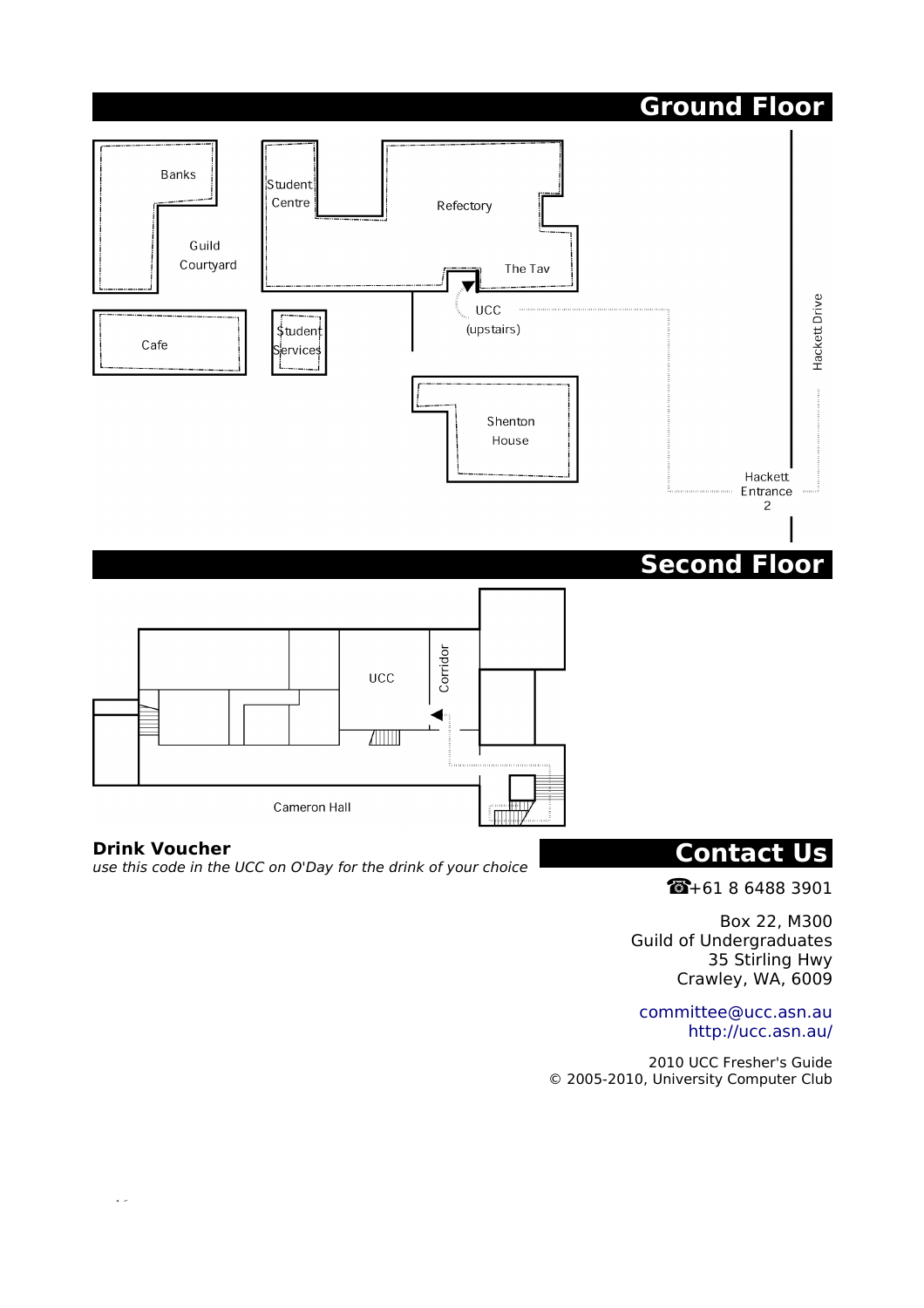## Ground Floor

Banks

Guild Courtyard

Student Centre

Refectory

The Tav

UCC (upstairs)

Cafe

Student Services

Shenton House

Hackett Drive

Hackett Entrance 2

## Second Floor

UCC

Corridor

Cameron Hall

**Drink Voucher**

*use this code in the UCC on O'Day for the drink of your choice*

## Contact Us

☎+61 8 6488 3901

Box 22, M300
Guild of Undergraduates
35 Stirling Hwy
Crawley, WA, 6009

committee@ucc.asn.au
http://ucc.asn.au/

2010 UCC Fresher's Guide
© 2005-2010, University Computer Club